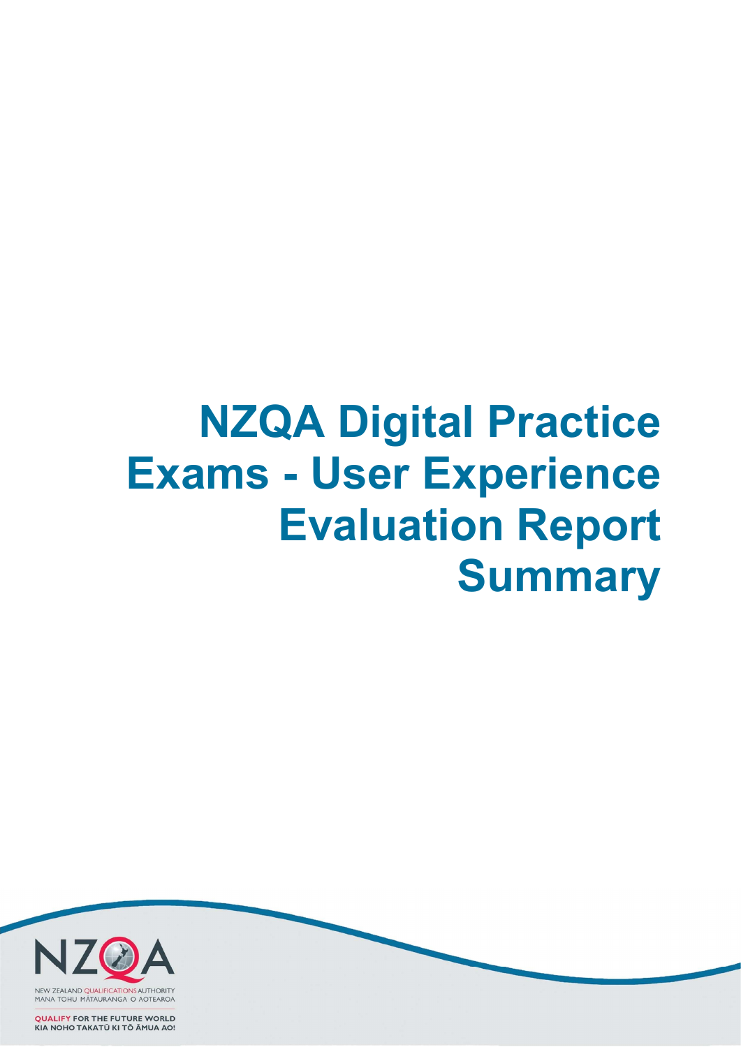# NZQA Digital Practice Exams - User Experience Evaluation Report Summary

NEW ZEALAND QUALIFICATIONS AUTHORITY
MANA TOHU MĀTAURANGA O AOTEAROA

QUALIFY FOR THE FUTURE WORLD
KIA NOHO TAKATŪ KI TŌ ĀMUA AO!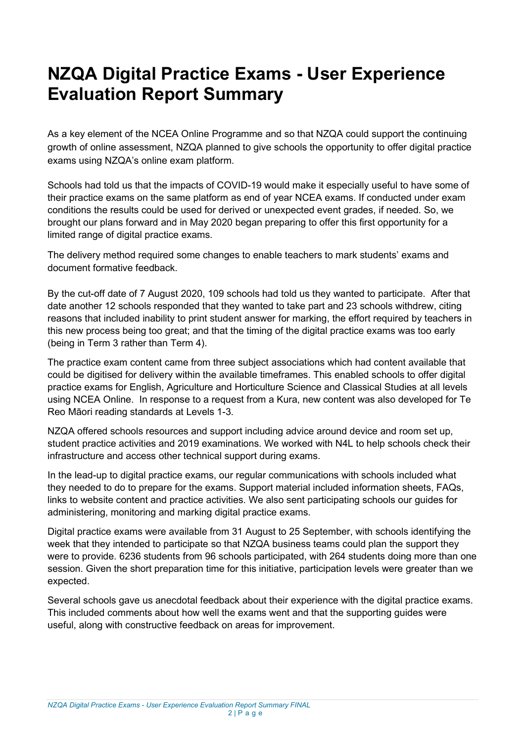# NZQA Digital Practice Exams - User Experience Evaluation Report Summary

As a key element of the NCEA Online Programme and so that NZQA could support the continuing growth of online assessment, NZQA planned to give schools the opportunity to offer digital practice exams using NZQA's online exam platform.

Schools had told us that the impacts of COVID-19 would make it especially useful to have some of their practice exams on the same platform as end of year NCEA exams. If conducted under exam conditions the results could be used for derived or unexpected event grades, if needed. So, we brought our plans forward and in May 2020 began preparing to offer this first opportunity for a limited range of digital practice exams.

The delivery method required some changes to enable teachers to mark students' exams and document formative feedback.

By the cut-off date of 7 August 2020, 109 schools had told us they wanted to participate. After that date another 12 schools responded that they wanted to take part and 23 schools withdrew, citing reasons that included inability to print student answer for marking, the effort required by teachers in this new process being too great; and that the timing of the digital practice exams was too early (being in Term 3 rather than Term 4).

The practice exam content came from three subject associations which had content available that could be digitised for delivery within the available timeframes. This enabled schools to offer digital practice exams for English, Agriculture and Horticulture Science and Classical Studies at all levels using NCEA Online. In response to a request from a Kura, new content was also developed for Te Reo Māori reading standards at Levels 1-3.

NZQA offered schools resources and support including advice around device and room set up, student practice activities and 2019 examinations. We worked with N4L to help schools check their infrastructure and access other technical support during exams.

In the lead-up to digital practice exams, our regular communications with schools included what they needed to do to prepare for the exams. Support material included information sheets, FAQs, links to website content and practice activities. We also sent participating schools our guides for administering, monitoring and marking digital practice exams.

Digital practice exams were available from 31 August to 25 September, with schools identifying the week that they intended to participate so that NZQA business teams could plan the support they were to provide. 6236 students from 96 schools participated, with 264 students doing more than one session. Given the short preparation time for this initiative, participation levels were greater than we expected.

Several schools gave us anecdotal feedback about their experience with the digital practice exams. This included comments about how well the exams went and that the supporting guides were useful, along with constructive feedback on areas for improvement.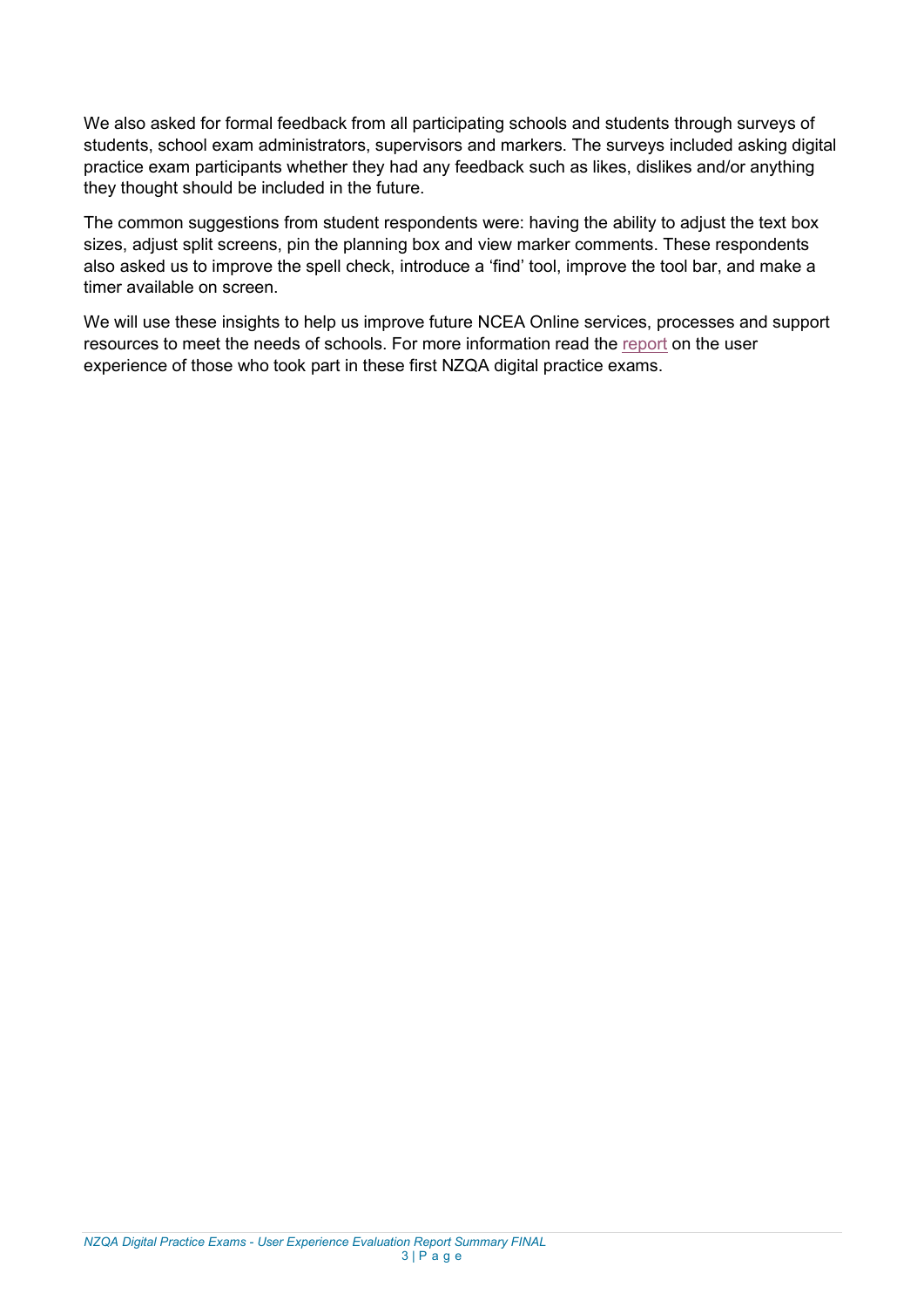We also asked for formal feedback from all participating schools and students through surveys of students, school exam administrators, supervisors and markers. The surveys included asking digital practice exam participants whether they had any feedback such as likes, dislikes and/or anything they thought should be included in the future.

The common suggestions from student respondents were: having the ability to adjust the text box sizes, adjust split screens, pin the planning box and view marker comments. These respondents also asked us to improve the spell check, introduce a 'find' tool, improve the tool bar, and make a timer available on screen.

We will use these insights to help us improve future NCEA Online services, processes and support resources to meet the needs of schools. For more information read the report on the user experience of those who took part in these first NZQA digital practice exams.